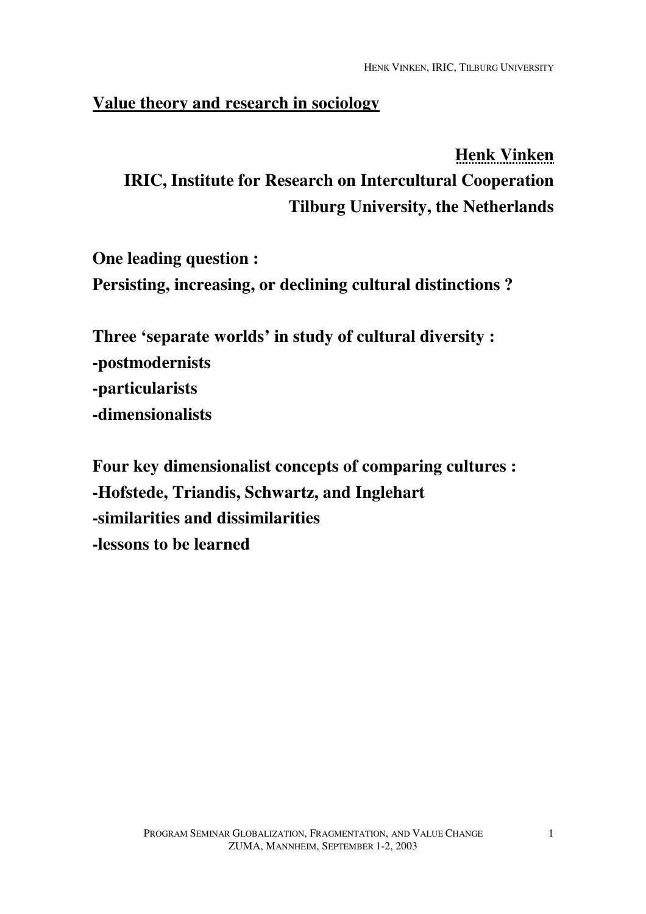# Value theory and research in sociology

**Henk Vinken**

**IRIC, Institute for Research on Intercultural Cooperation**

**Tilburg University, the Netherlands**

**One leading question :**

**Persisting, increasing, or declining cultural distinctions ?**

**Three 'separate worlds' in study of cultural diversity :**

**-postmodernists**

**-particularists**

**-dimensionalists**

**Four key dimensionalist concepts of comparing cultures :**

**-Hofstede, Triandis, Schwartz, and Inglehart**

**-similarities and dissimilarities**

**-lessons to be learned**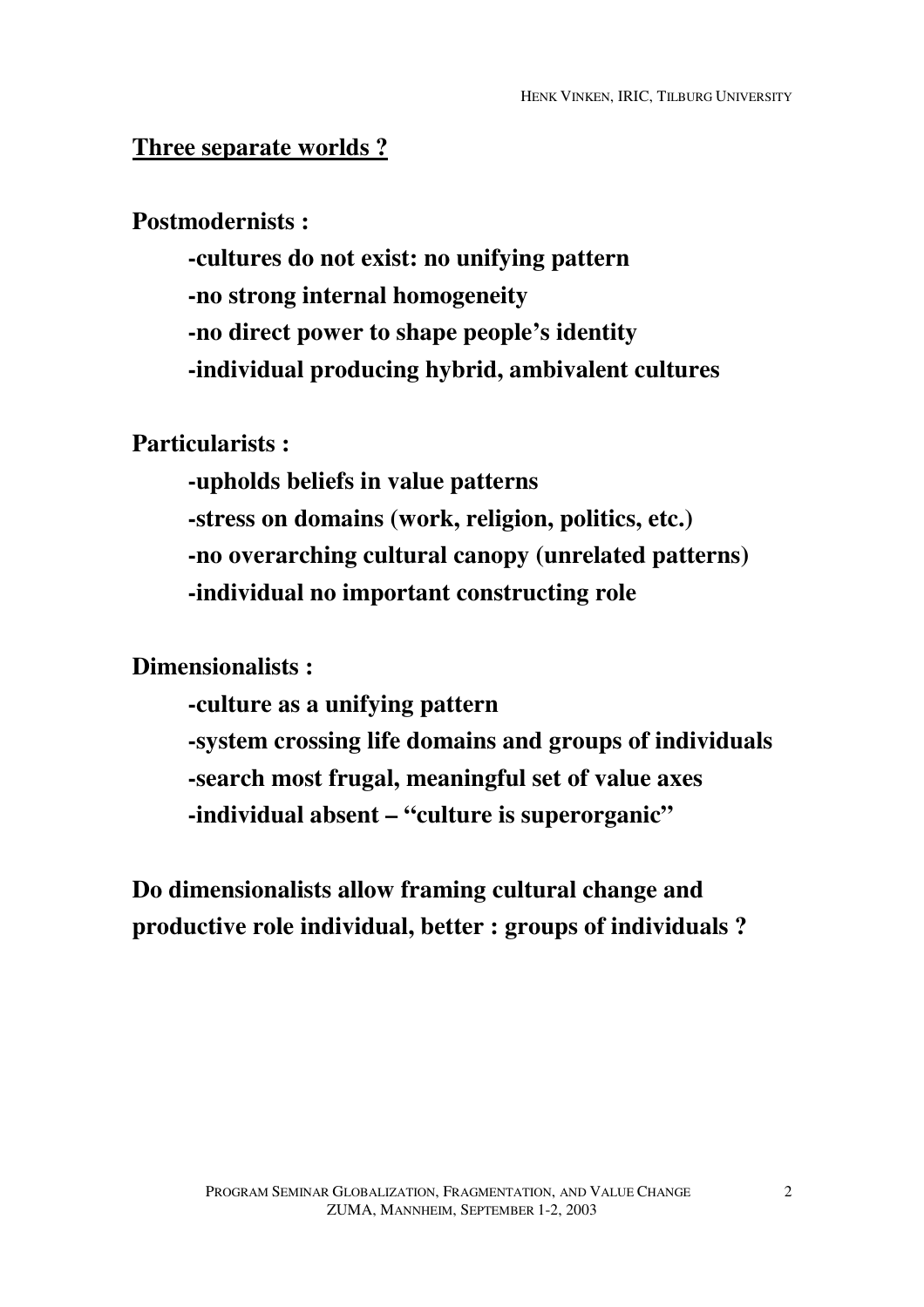## Three separate worlds ?

**Postmodernists :**

- **-cultures do not exist: no unifying pattern**
- **-no strong internal homogeneity**
- **-no direct power to shape people's identity**
- **-individual producing hybrid, ambivalent cultures**

**Particularists :**

- **-upholds beliefs in value patterns**
- **-stress on domains (work, religion, politics, etc.)**
- **-no overarching cultural canopy (unrelated patterns)**
- **-individual no important constructing role**

**Dimensionalists :**

- **-culture as a unifying pattern**
- **-system crossing life domains and groups of individuals**
- **-search most frugal, meaningful set of value axes**
- **-individual absent – "culture is superorganic"**

**Do dimensionalists allow framing cultural change and productive role individual, better : groups of individuals ?**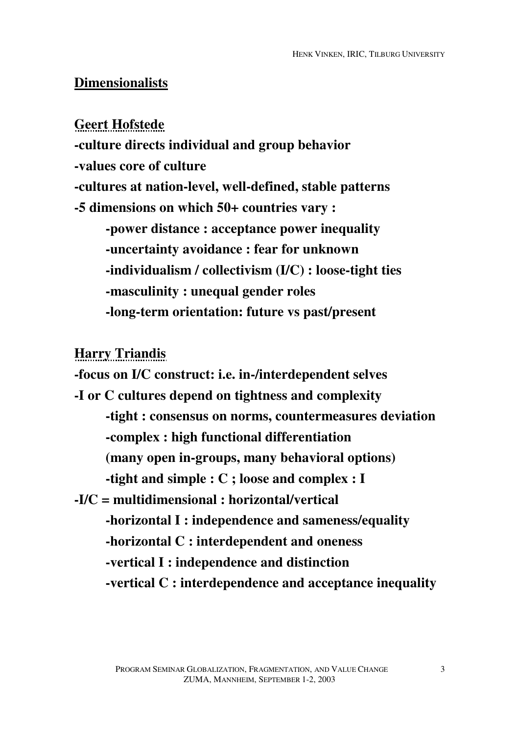## Dimensionalists

### Geert Hofstede

**-culture directs individual and group behavior**

**-values core of culture**

**-cultures at nation-level, well-defined, stable patterns**

**-5 dimensions on which 50+ countries vary :**

- **-power distance : acceptance power inequality**
- **-uncertainty avoidance : fear for unknown**
- **-individualism / collectivism (I/C) : loose-tight ties**
- **-masculinity : unequal gender roles**
- **-long-term orientation: future vs past/present**

### Harry Triandis

**-focus on I/C construct: i.e. in-/interdependent selves**

**-I or C cultures depend on tightness and complexity**

- **-tight : consensus on norms, countermeasures deviation**
- **-complex : high functional differentiation**
  **(many open in-groups, many behavioral options)**
- **-tight and simple : C ; loose and complex : I**

**-I/C = multidimensional : horizontal/vertical**

- **-horizontal I : independence and sameness/equality**
- **-horizontal C : interdependent and oneness**
- **-vertical I : independence and distinction**
- **-vertical C : interdependence and acceptance inequality**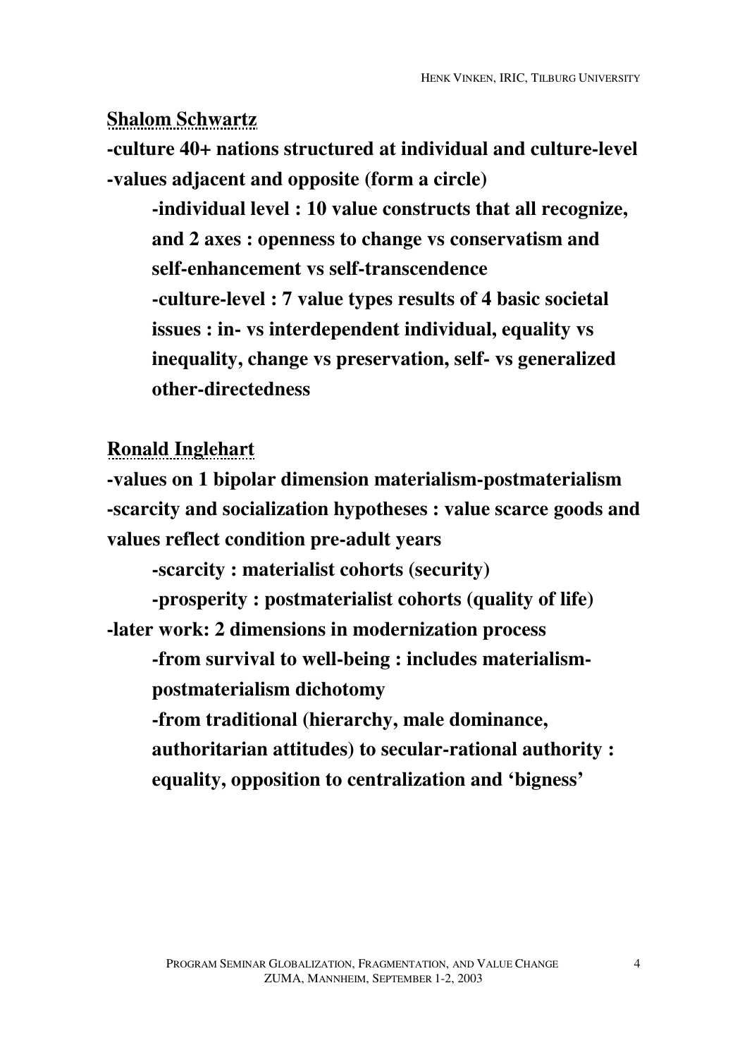**Shalom Schwartz**

**-culture 40+ nations structured at individual and culture-level**
**-values adjacent and opposite (form a circle)**

> **-individual level : 10 value constructs that all recognize, and 2 axes : openness to change vs conservatism and self-enhancement vs self-transcendence**
> **-culture-level : 7 value types results of 4 basic societal issues : in- vs interdependent individual, equality vs inequality, change vs preservation, self- vs generalized other-directedness**

**Ronald Inglehart**

**-values on 1 bipolar dimension materialism-postmaterialism**
**-scarcity and socialization hypotheses : value scarce goods and values reflect condition pre-adult years**

> **-scarcity : materialist cohorts (security)**
> **-prosperity : postmaterialist cohorts (quality of life)**

**-later work: 2 dimensions in modernization process**

> **-from survival to well-being : includes materialism-postmaterialism dichotomy**
> **-from traditional (hierarchy, male dominance, authoritarian attitudes) to secular-rational authority : equality, opposition to centralization and 'bigness'**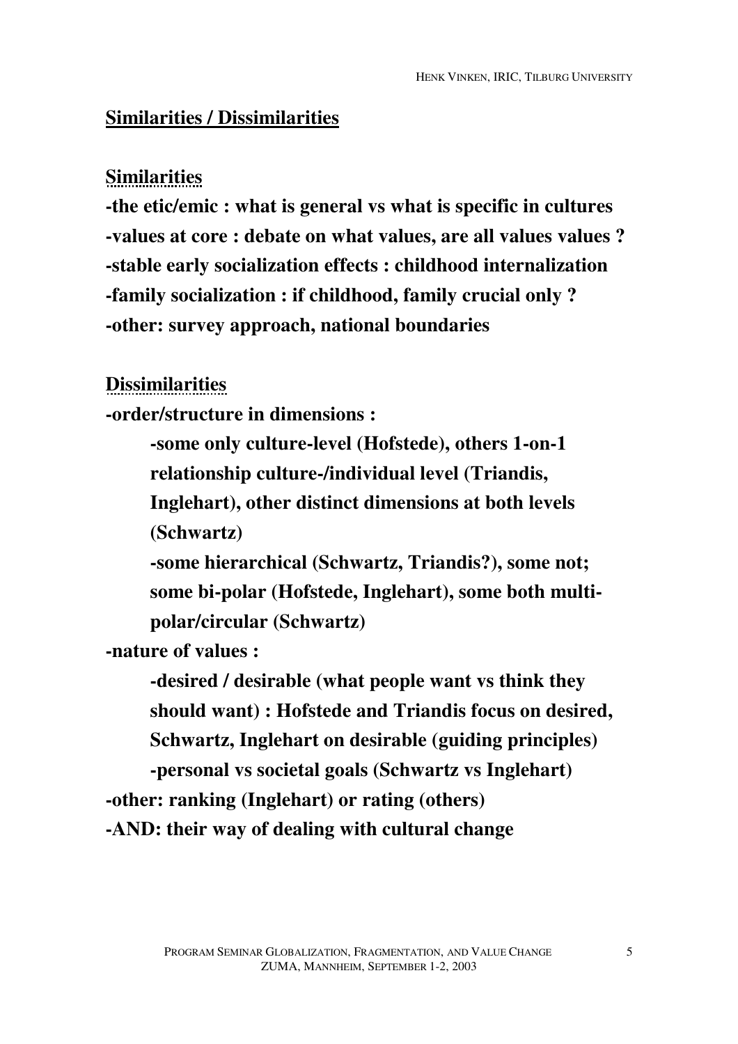## Similarities / Dissimilarities

### Similarities

**-the etic/emic : what is general vs what is specific in cultures**
**-values at core : debate on what values, are all values values ?**
**-stable early socialization effects : childhood internalization**
**-family socialization : if childhood, family crucial only ?**
**-other: survey approach, national boundaries**

### Dissimilarities

**-order/structure in dimensions :**

> **-some only culture-level (Hofstede), others 1-on-1 relationship culture-/individual level (Triandis, Inglehart), other distinct dimensions at both levels (Schwartz)**
>
> **-some hierarchical (Schwartz, Triandis?), some not; some bi-polar (Hofstede, Inglehart), some both multi-polar/circular (Schwartz)**

**-nature of values :**

> **-desired / desirable (what people want vs think they should want) : Hofstede and Triandis focus on desired, Schwartz, Inglehart on desirable (guiding principles)**
>
> **-personal vs societal goals (Schwartz vs Inglehart)**

**-other: ranking (Inglehart) or rating (others)**
**-AND: their way of dealing with cultural change**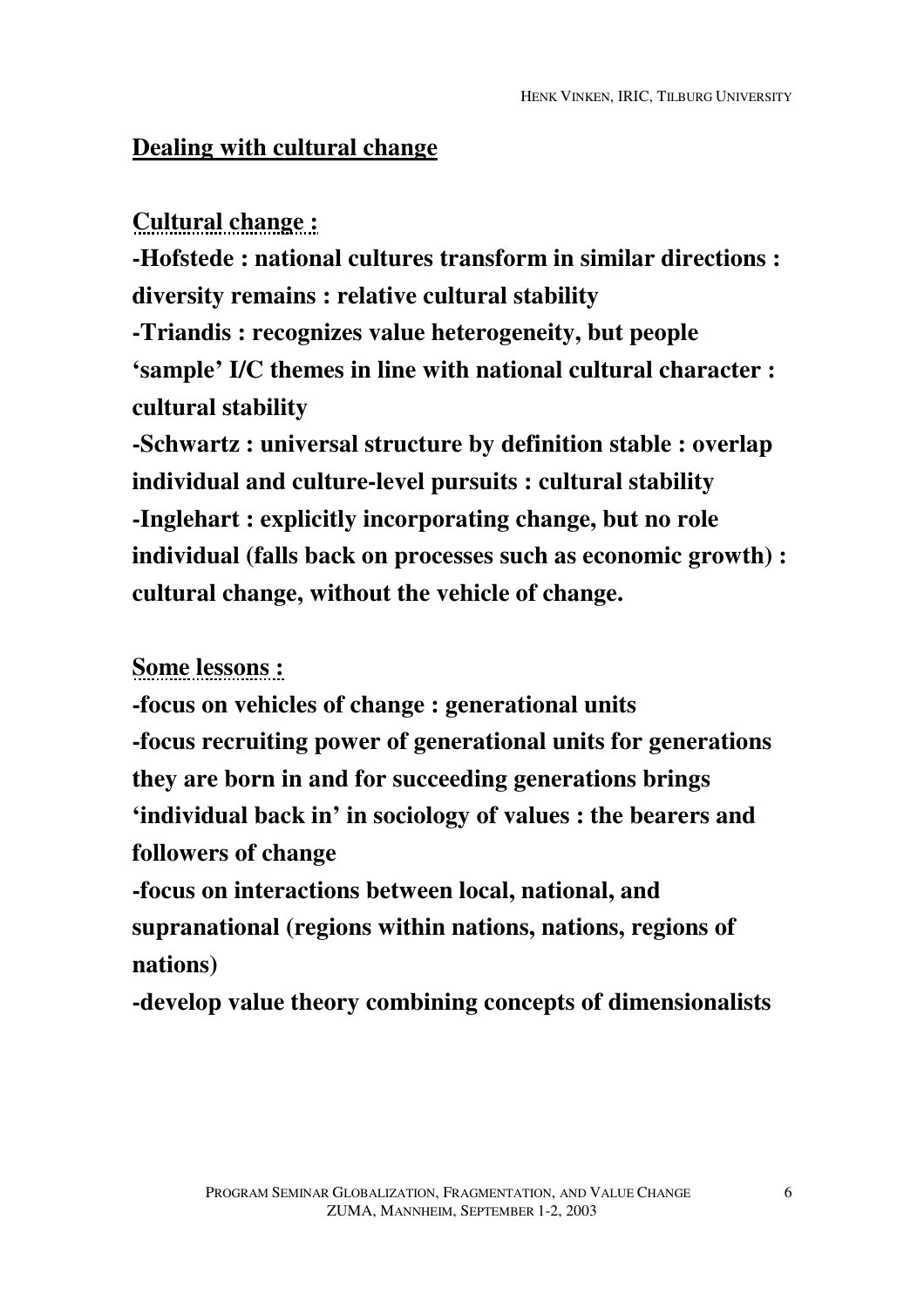## Dealing with cultural change

**Cultural change :**

**-Hofstede : national cultures transform in similar directions : diversity remains : relative cultural stability**

**-Triandis : recognizes value heterogeneity, but people 'sample' I/C themes in line with national cultural character : cultural stability**

**-Schwartz : universal structure by definition stable : overlap individual and culture-level pursuits : cultural stability**

**-Inglehart : explicitly incorporating change, but no role individual (falls back on processes such as economic growth) : cultural change, without the vehicle of change.**

**Some lessons :**

**-focus on vehicles of change : generational units**

**-focus recruiting power of generational units for generations they are born in and for succeeding generations brings 'individual back in' in sociology of values : the bearers and followers of change**

**-focus on interactions between local, national, and supranational (regions within nations, nations, regions of nations)**

**-develop value theory combining concepts of dimensionalists**